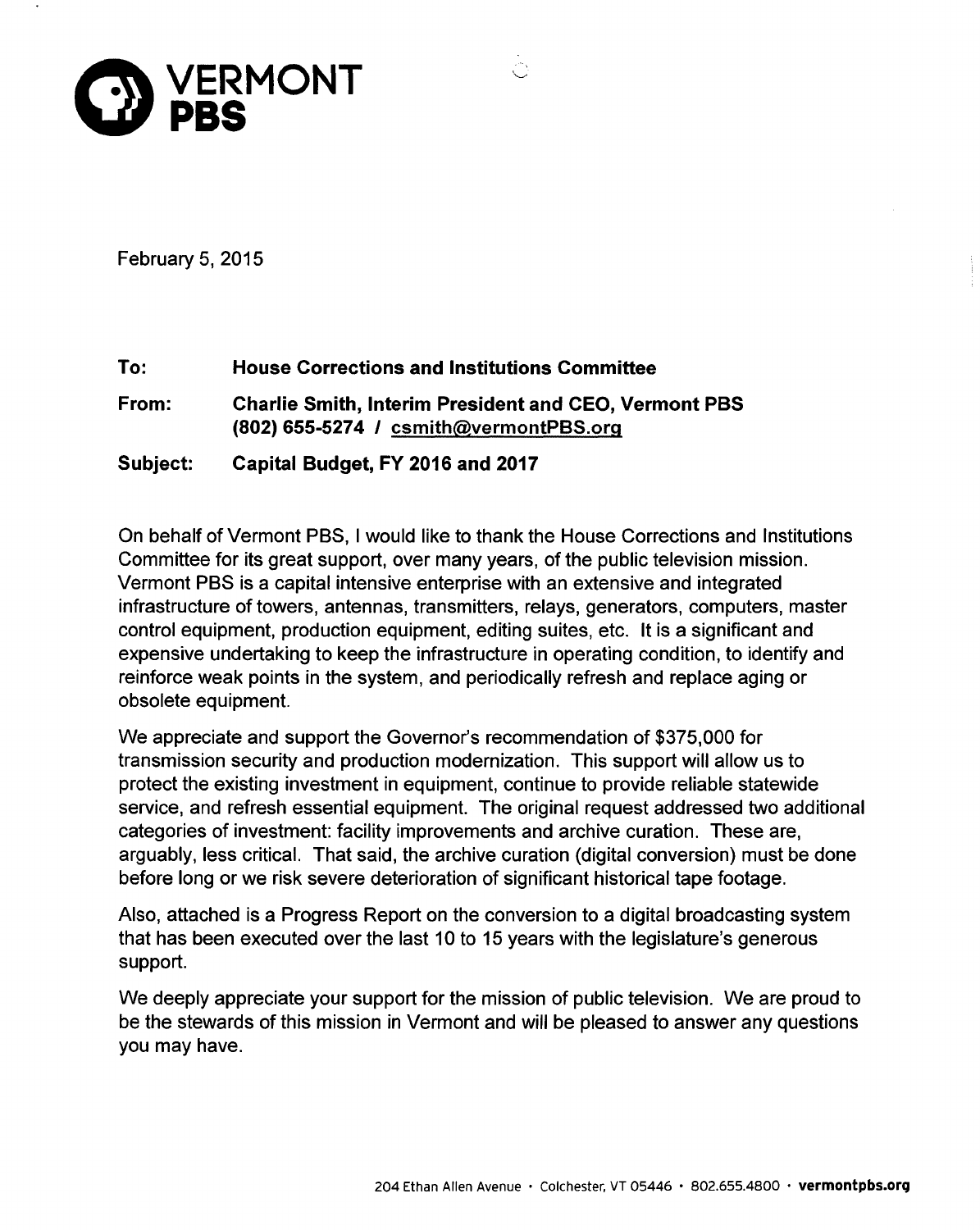**VERMONT PBS**

February 5, 2015

**To:** **House Corrections and Institutions Committee**

**From:** **Charlie Smith, Interim President and CEO, Vermont PBS**
**(802) 655-5274 / csmith@vermontPBS.org**

**Subject:** **Capital Budget, FY 2016 and 2017**

On behalf of Vermont PBS, I would like to thank the House Corrections and Institutions Committee for its great support, over many years, of the public television mission. Vermont PBS is a capital intensive enterprise with an extensive and integrated infrastructure of towers, antennas, transmitters, relays, generators, computers, master control equipment, production equipment, editing suites, etc. It is a significant and expensive undertaking to keep the infrastructure in operating condition, to identify and reinforce weak points in the system, and periodically refresh and replace aging or obsolete equipment.

We appreciate and support the Governor's recommendation of $375,000 for transmission security and production modernization. This support will allow us to protect the existing investment in equipment, continue to provide reliable statewide service, and refresh essential equipment. The original request addressed two additional categories of investment: facility improvements and archive curation. These are, arguably, less critical. That said, the archive curation (digital conversion) must be done before long or we risk severe deterioration of significant historical tape footage.

Also, attached is a Progress Report on the conversion to a digital broadcasting system that has been executed over the last 10 to 15 years with the legislature's generous support.

We deeply appreciate your support for the mission of public television. We are proud to be the stewards of this mission in Vermont and will be pleased to answer any questions you may have.

204 Ethan Allen Avenue • Colchester, VT 05446 • 802.655.4800 • **vermontpbs.org**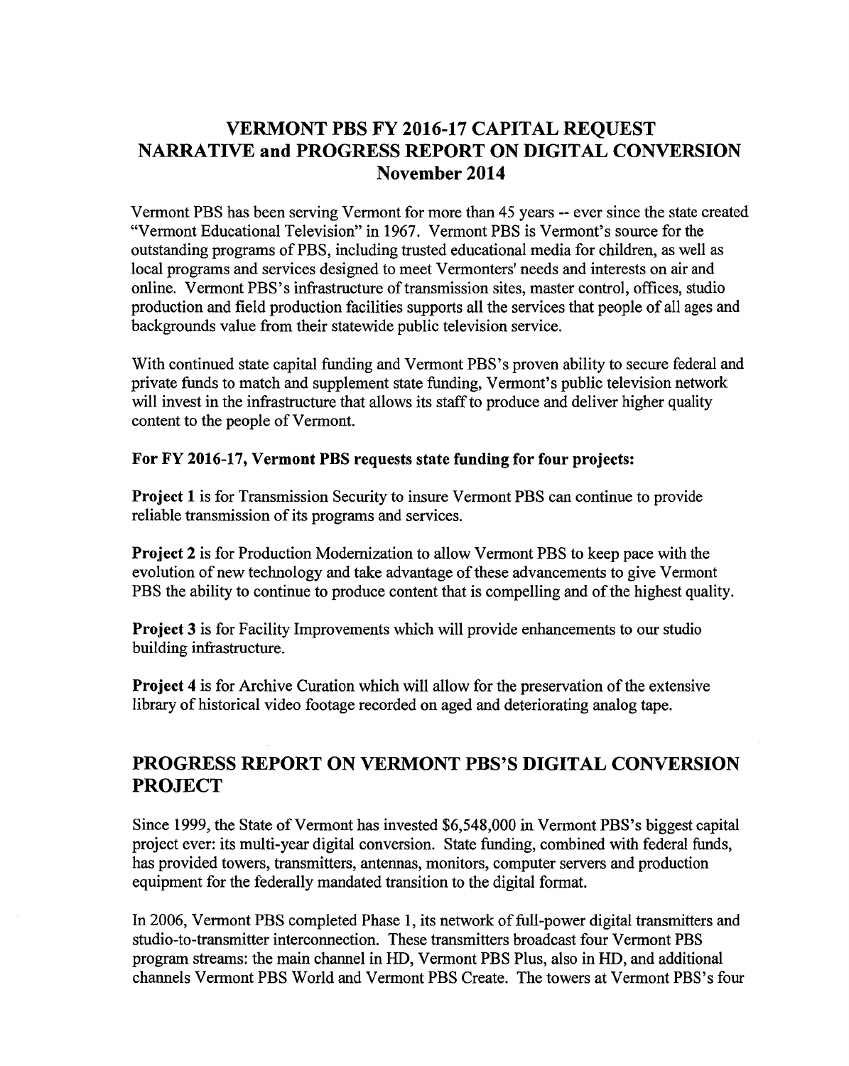# VERMONT PBS FY 2016-17 CAPITAL REQUEST NARRATIVE and PROGRESS REPORT ON DIGITAL CONVERSION November 2014

Vermont PBS has been serving Vermont for more than 45 years -- ever since the state created "Vermont Educational Television" in 1967. Vermont PBS is Vermont's source for the outstanding programs of PBS, including trusted educational media for children, as well as local programs and services designed to meet Vermonters' needs and interests on air and online. Vermont PBS's infrastructure of transmission sites, master control, offices, studio production and field production facilities supports all the services that people of all ages and backgrounds value from their statewide public television service.

With continued state capital funding and Vermont PBS's proven ability to secure federal and private funds to match and supplement state funding, Vermont's public television network will invest in the infrastructure that allows its staff to produce and deliver higher quality content to the people of Vermont.

**For FY 2016-17, Vermont PBS requests state funding for four projects:**

**Project 1** is for Transmission Security to insure Vermont PBS can continue to provide reliable transmission of its programs and services.

**Project 2** is for Production Modernization to allow Vermont PBS to keep pace with the evolution of new technology and take advantage of these advancements to give Vermont PBS the ability to continue to produce content that is compelling and of the highest quality.

**Project 3** is for Facility Improvements which will provide enhancements to our studio building infrastructure.

**Project 4** is for Archive Curation which will allow for the preservation of the extensive library of historical video footage recorded on aged and deteriorating analog tape.

## PROGRESS REPORT ON VERMONT PBS'S DIGITAL CONVERSION PROJECT

Since 1999, the State of Vermont has invested $6,548,000 in Vermont PBS's biggest capital project ever: its multi-year digital conversion. State funding, combined with federal funds, has provided towers, transmitters, antennas, monitors, computer servers and production equipment for the federally mandated transition to the digital format.

In 2006, Vermont PBS completed Phase 1, its network of full-power digital transmitters and studio-to-transmitter interconnection. These transmitters broadcast four Vermont PBS program streams: the main channel in HD, Vermont PBS Plus, also in HD, and additional channels Vermont PBS World and Vermont PBS Create. The towers at Vermont PBS's four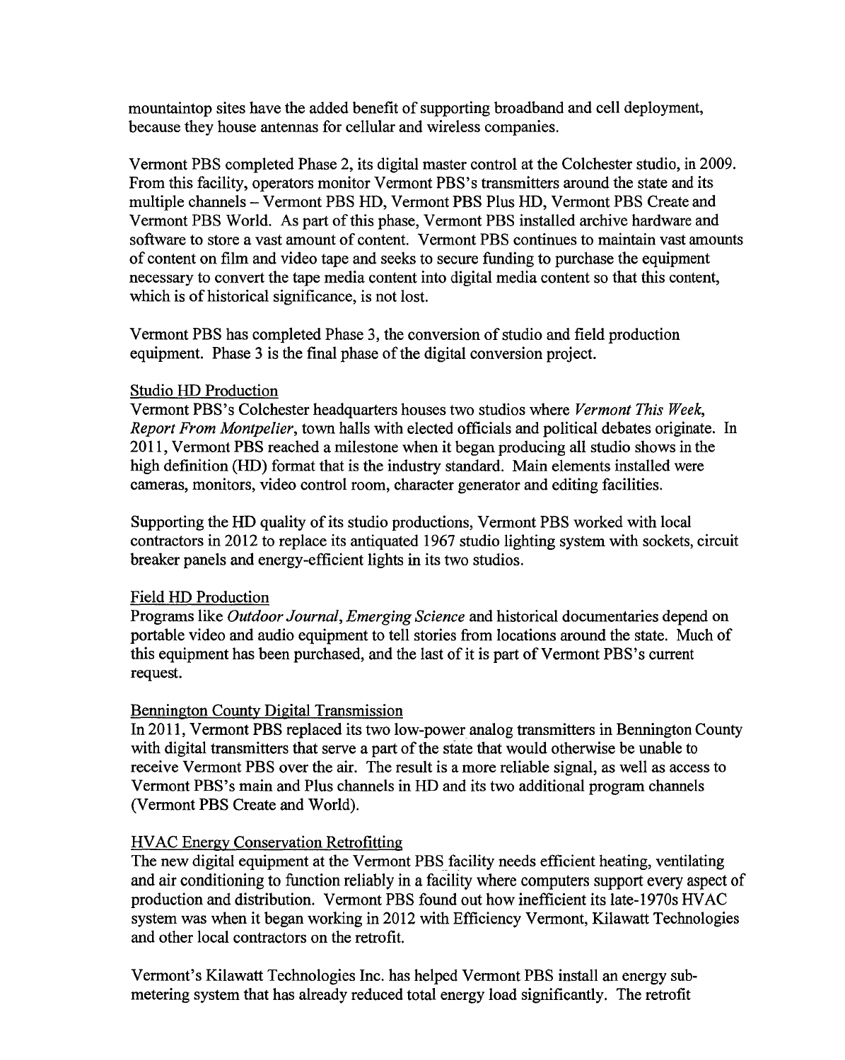mountaintop sites have the added benefit of supporting broadband and cell deployment, because they house antennas for cellular and wireless companies.

Vermont PBS completed Phase 2, its digital master control at the Colchester studio, in 2009. From this facility, operators monitor Vermont PBS's transmitters around the state and its multiple channels – Vermont PBS HD, Vermont PBS Plus HD, Vermont PBS Create and Vermont PBS World. As part of this phase, Vermont PBS installed archive hardware and software to store a vast amount of content. Vermont PBS continues to maintain vast amounts of content on film and video tape and seeks to secure funding to purchase the equipment necessary to convert the tape media content into digital media content so that this content, which is of historical significance, is not lost.

Vermont PBS has completed Phase 3, the conversion of studio and field production equipment. Phase 3 is the final phase of the digital conversion project.

### Studio HD Production

Vermont PBS's Colchester headquarters houses two studios where *Vermont This Week*, *Report From Montpelier*, town halls with elected officials and political debates originate. In 2011, Vermont PBS reached a milestone when it began producing all studio shows in the high definition (HD) format that is the industry standard. Main elements installed were cameras, monitors, video control room, character generator and editing facilities.

Supporting the HD quality of its studio productions, Vermont PBS worked with local contractors in 2012 to replace its antiquated 1967 studio lighting system with sockets, circuit breaker panels and energy-efficient lights in its two studios.

### Field HD Production

Programs like *Outdoor Journal*, *Emerging Science* and historical documentaries depend on portable video and audio equipment to tell stories from locations around the state. Much of this equipment has been purchased, and the last of it is part of Vermont PBS's current request.

### Bennington County Digital Transmission

In 2011, Vermont PBS replaced its two low-power analog transmitters in Bennington County with digital transmitters that serve a part of the state that would otherwise be unable to receive Vermont PBS over the air. The result is a more reliable signal, as well as access to Vermont PBS's main and Plus channels in HD and its two additional program channels (Vermont PBS Create and World).

### HVAC Energy Conservation Retrofitting

The new digital equipment at the Vermont PBS facility needs efficient heating, ventilating and air conditioning to function reliably in a facility where computers support every aspect of production and distribution. Vermont PBS found out how inefficient its late-1970s HVAC system was when it began working in 2012 with Efficiency Vermont, Kilawatt Technologies and other local contractors on the retrofit.

Vermont's Kilawatt Technologies Inc. has helped Vermont PBS install an energy sub-metering system that has already reduced total energy load significantly. The retrofit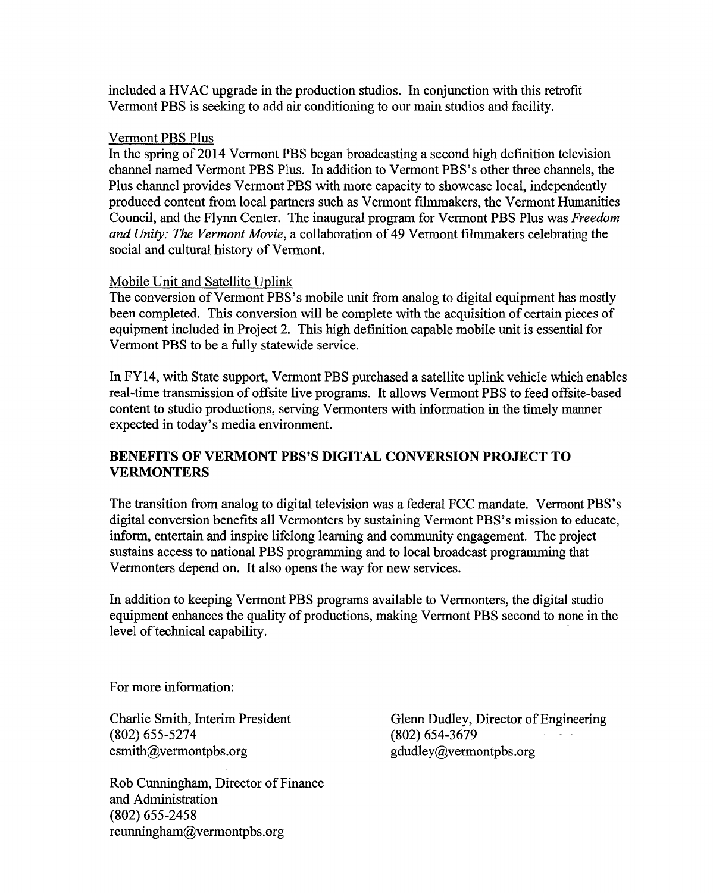included a HVAC upgrade in the production studios. In conjunction with this retrofit Vermont PBS is seeking to add air conditioning to our main studios and facility.

Vermont PBS Plus

In the spring of 2014 Vermont PBS began broadcasting a second high definition television channel named Vermont PBS Plus. In addition to Vermont PBS's other three channels, the Plus channel provides Vermont PBS with more capacity to showcase local, independently produced content from local partners such as Vermont filmmakers, the Vermont Humanities Council, and the Flynn Center. The inaugural program for Vermont PBS Plus was *Freedom and Unity: The Vermont Movie*, a collaboration of 49 Vermont filmmakers celebrating the social and cultural history of Vermont.

Mobile Unit and Satellite Uplink

The conversion of Vermont PBS's mobile unit from analog to digital equipment has mostly been completed. This conversion will be complete with the acquisition of certain pieces of equipment included in Project 2. This high definition capable mobile unit is essential for Vermont PBS to be a fully statewide service.

In FY14, with State support, Vermont PBS purchased a satellite uplink vehicle which enables real-time transmission of offsite live programs. It allows Vermont PBS to feed offsite-based content to studio productions, serving Vermonters with information in the timely manner expected in today's media environment.

## BENEFITS OF VERMONT PBS'S DIGITAL CONVERSION PROJECT TO VERMONTERS

The transition from analog to digital television was a federal FCC mandate. Vermont PBS's digital conversion benefits all Vermonters by sustaining Vermont PBS's mission to educate, inform, entertain and inspire lifelong learning and community engagement. The project sustains access to national PBS programming and to local broadcast programming that Vermonters depend on. It also opens the way for new services.

In addition to keeping Vermont PBS programs available to Vermonters, the digital studio equipment enhances the quality of productions, making Vermont PBS second to none in the level of technical capability.

For more information:

Charlie Smith, Interim President
(802) 655-5274
csmith@vermontpbs.org

Glenn Dudley, Director of Engineering
(802) 654-3679
gdudley@vermontpbs.org

Rob Cunningham, Director of Finance and Administration
(802) 655-2458
rcunningham@vermontpbs.org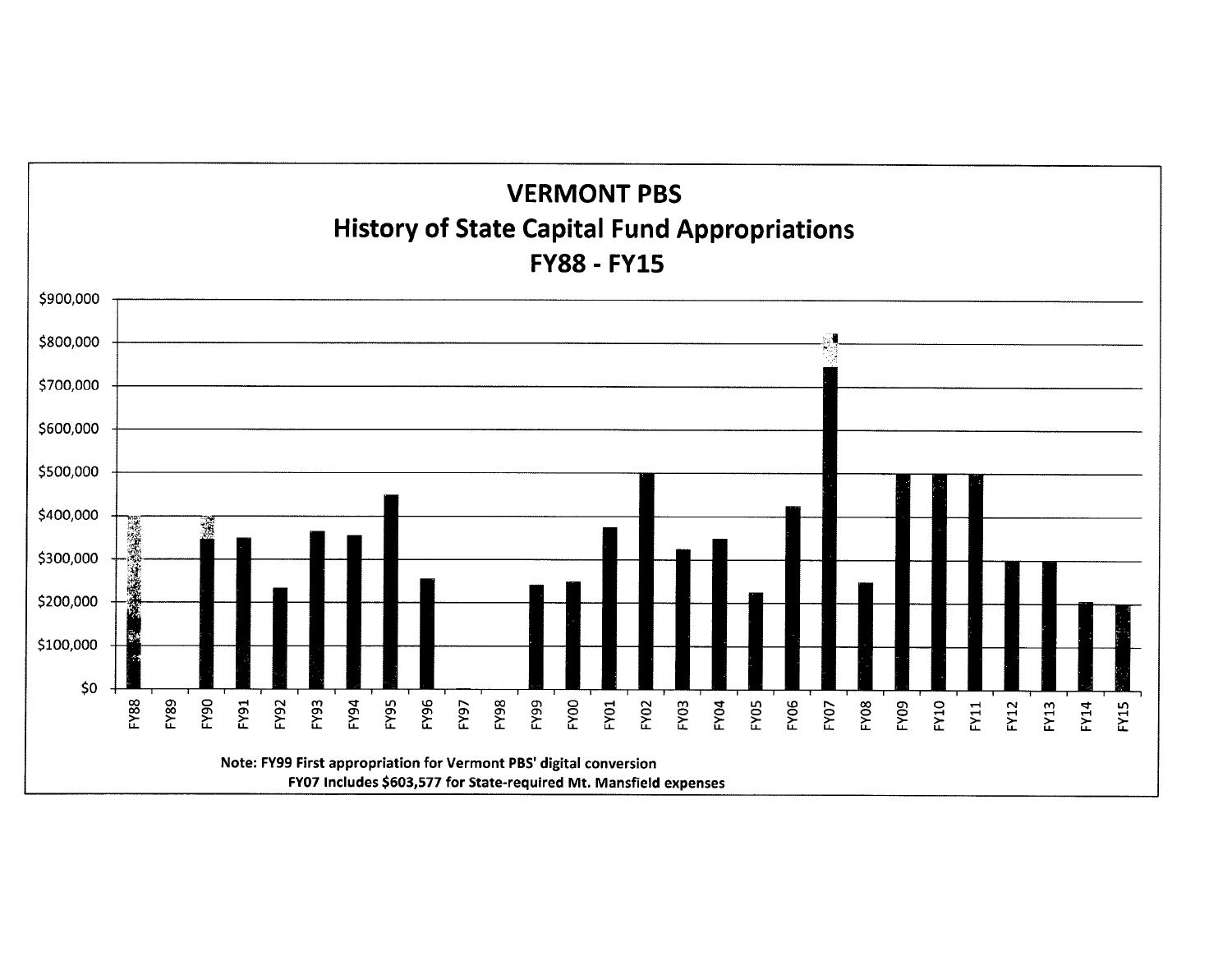# VERMONT PBS
## History of State Capital Fund Appropriations
## FY88 - FY15

$900,000
$800,000
$700,000
$600,000
$500,000
$400,000
$300,000
$200,000
$100,000
$0

FY88 FY89 FY90 FY91 FY92 FY93 FY94 FY95 FY96 FY97 FY98 FY99 FY00 FY01 FY02 FY03 FY04 FY05 FY06 FY07 FY08 FY09 FY10 FY11 FY12 FY13 FY14 FY15

**Note: FY99 First appropriation for Vermont PBS' digital conversion**
**FY07 Includes $603,577 for State-required Mt. Mansfield expenses**